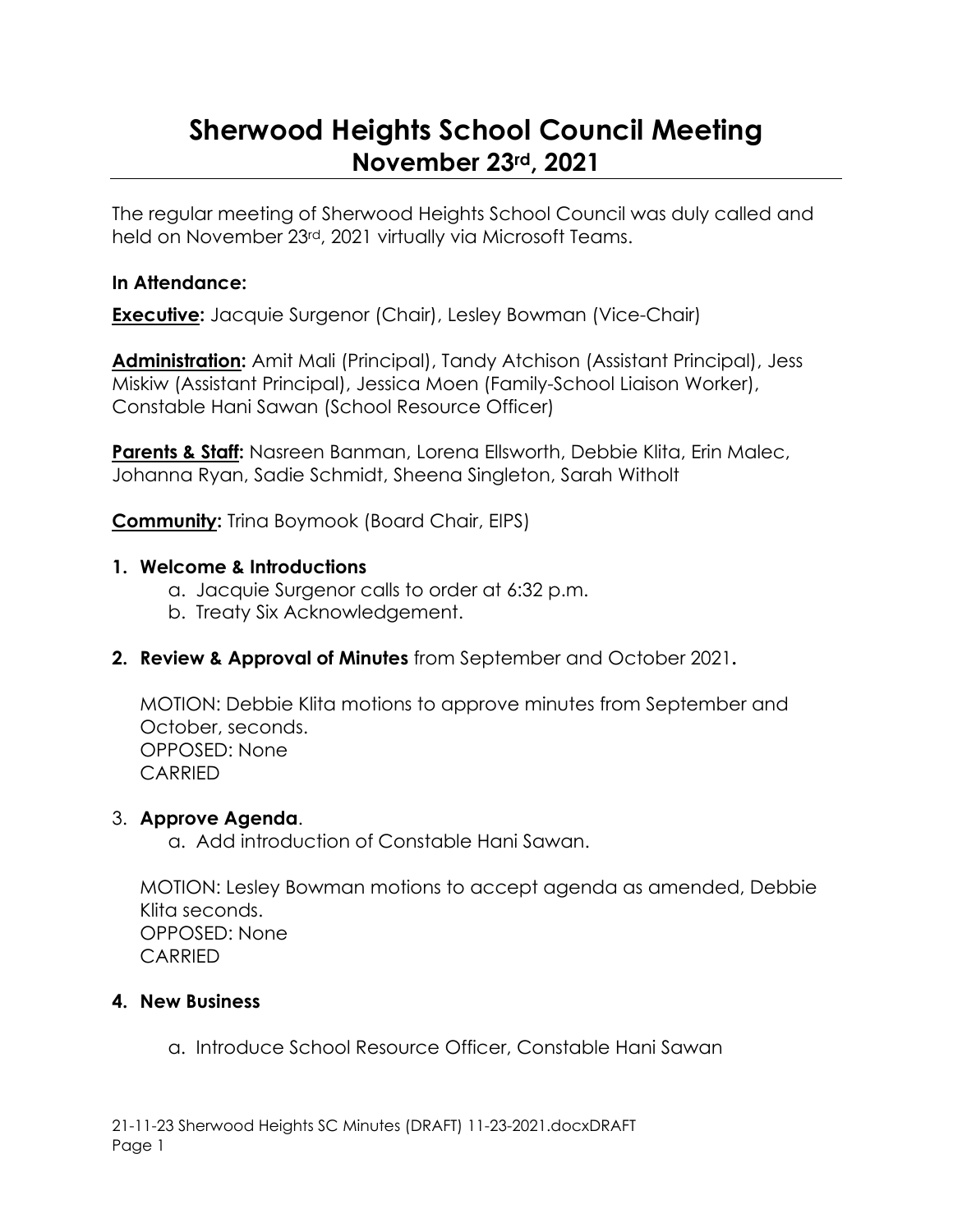# Sherwood Heights School Council Meeting
## November 23rd, 2021

The regular meeting of Sherwood Heights School Council was duly called and held on November 23rd, 2021 virtually via Microsoft Teams.

### In Attendance:

**Executive:** Jacquie Surgenor (Chair), Lesley Bowman (Vice-Chair)

**Administration:** Amit Mali (Principal), Tandy Atchison (Assistant Principal), Jess Miskiw (Assistant Principal), Jessica Moen (Family-School Liaison Worker), Constable Hani Sawan (School Resource Officer)

**Parents & Staff:** Nasreen Banman, Lorena Ellsworth, Debbie Klita, Erin Malec, Johanna Ryan, Sadie Schmidt, Sheena Singleton, Sarah Witholt

**Community:** Trina Boymook (Board Chair, EIPS)

1. **Welcome & Introductions**
   a. Jacquie Surgenor calls to order at 6:32 p.m.
   b. Treaty Six Acknowledgement.

2. **Review & Approval of Minutes** from September and October 2021**.**

   MOTION: Debbie Klita motions to approve minutes from September and October, seconds.
   OPPOSED: None
   CARRIED

3. **Approve Agenda**.
   a. Add introduction of Constable Hani Sawan.

   MOTION: Lesley Bowman motions to accept agenda as amended, Debbie Klita seconds.
   OPPOSED: None
   CARRIED

4. **New Business**

   a. Introduce School Resource Officer, Constable Hani Sawan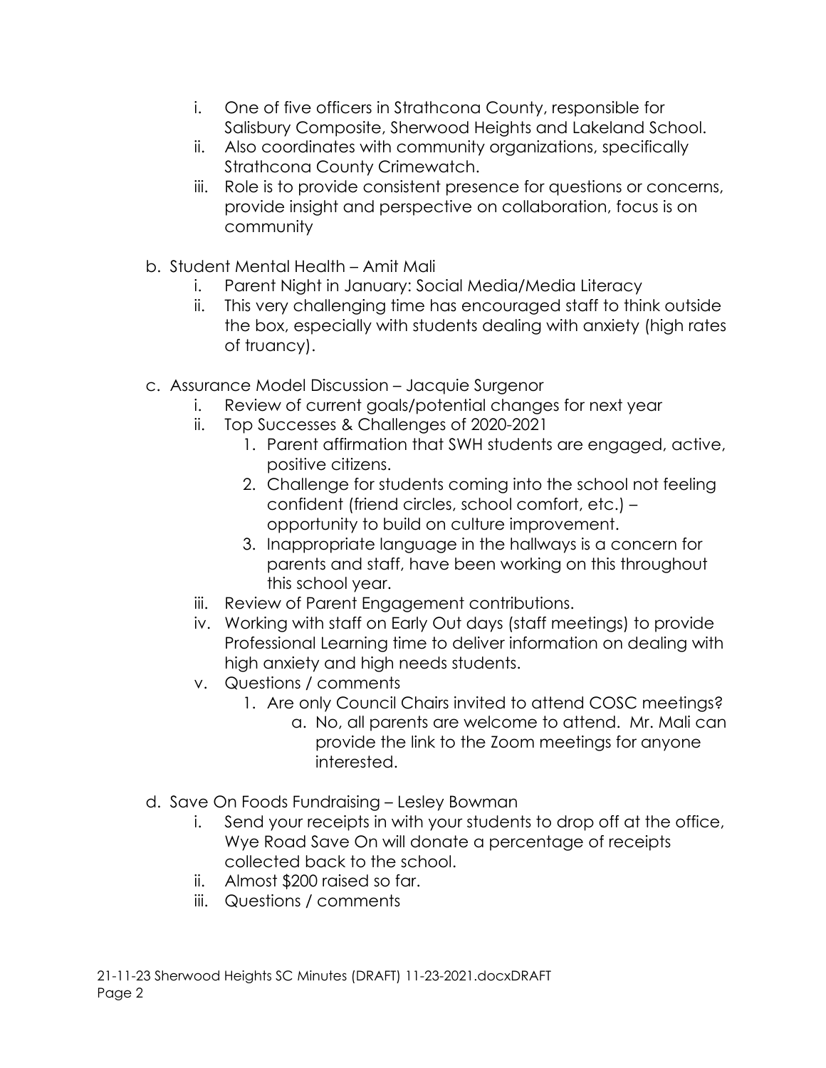i. One of five officers in Strathcona County, responsible for Salisbury Composite, Sherwood Heights and Lakeland School.
   ii. Also coordinates with community organizations, specifically Strathcona County Crimewatch.
   iii. Role is to provide consistent presence for questions or concerns, provide insight and perspective on collaboration, focus is on community

b. Student Mental Health – Amit Mali
   i. Parent Night in January: Social Media/Media Literacy
   ii. This very challenging time has encouraged staff to think outside the box, especially with students dealing with anxiety (high rates of truancy).

c. Assurance Model Discussion – Jacquie Surgenor
   i. Review of current goals/potential changes for next year
   ii. Top Successes & Challenges of 2020-2021
      1. Parent affirmation that SWH students are engaged, active, positive citizens.
      2. Challenge for students coming into the school not feeling confident (friend circles, school comfort, etc.) – opportunity to build on culture improvement.
      3. Inappropriate language in the hallways is a concern for parents and staff, have been working on this throughout this school year.
   iii. Review of Parent Engagement contributions.
   iv. Working with staff on Early Out days (staff meetings) to provide Professional Learning time to deliver information on dealing with high anxiety and high needs students.
   v. Questions / comments
      1. Are only Council Chairs invited to attend COSC meetings?
         a. No, all parents are welcome to attend. Mr. Mali can provide the link to the Zoom meetings for anyone interested.

d. Save On Foods Fundraising – Lesley Bowman
   i. Send your receipts in with your students to drop off at the office, Wye Road Save On will donate a percentage of receipts collected back to the school.
   ii. Almost $200 raised so far.
   iii. Questions / comments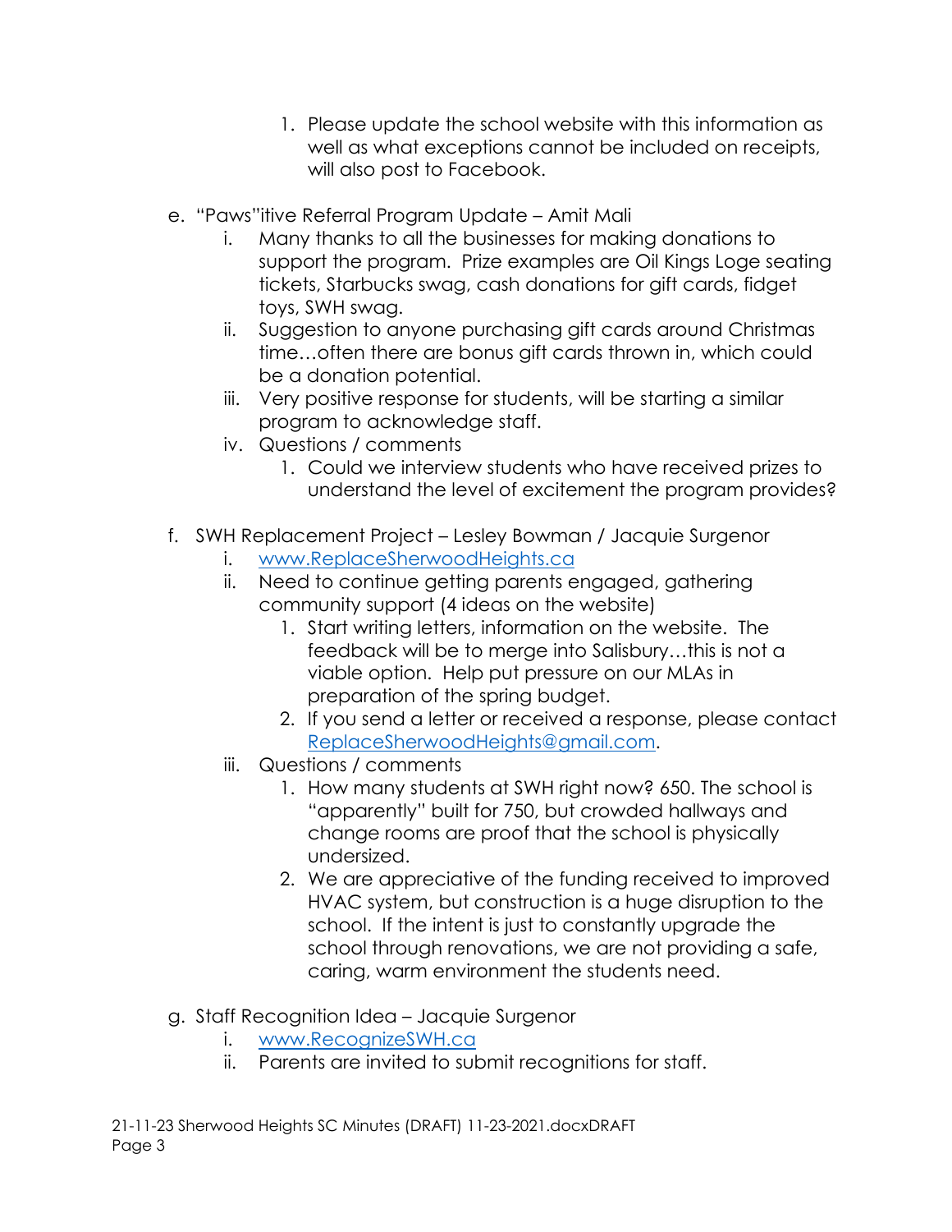1. Please update the school website with this information as well as what exceptions cannot be included on receipts, will also post to Facebook.

e. "Paws"itive Referral Program Update – Amit Mali
   i. Many thanks to all the businesses for making donations to support the program. Prize examples are Oil Kings Loge seating tickets, Starbucks swag, cash donations for gift cards, fidget toys, SWH swag.
   ii. Suggestion to anyone purchasing gift cards around Christmas time…often there are bonus gift cards thrown in, which could be a donation potential.
   iii. Very positive response for students, will be starting a similar program to acknowledge staff.
   iv. Questions / comments
      1. Could we interview students who have received prizes to understand the level of excitement the program provides?

f. SWH Replacement Project – Lesley Bowman / Jacquie Surgenor
   i. [www.ReplaceSherwoodHeights.ca](http://www.ReplaceSherwoodHeights.ca)
   ii. Need to continue getting parents engaged, gathering community support (4 ideas on the website)
      1. Start writing letters, information on the website. The feedback will be to merge into Salisbury…this is not a viable option. Help put pressure on our MLAs in preparation of the spring budget.
      2. If you send a letter or received a response, please contact [ReplaceSherwoodHeights@gmail.com](mailto:ReplaceSherwoodHeights@gmail.com).
   iii. Questions / comments
      1. How many students at SWH right now? 650. The school is "apparently" built for 750, but crowded hallways and change rooms are proof that the school is physically undersized.
      2. We are appreciative of the funding received to improved HVAC system, but construction is a huge disruption to the school. If the intent is just to constantly upgrade the school through renovations, we are not providing a safe, caring, warm environment the students need.

g. Staff Recognition Idea – Jacquie Surgenor
   i. [www.RecognizeSWH.ca](http://www.RecognizeSWH.ca)
   ii. Parents are invited to submit recognitions for staff.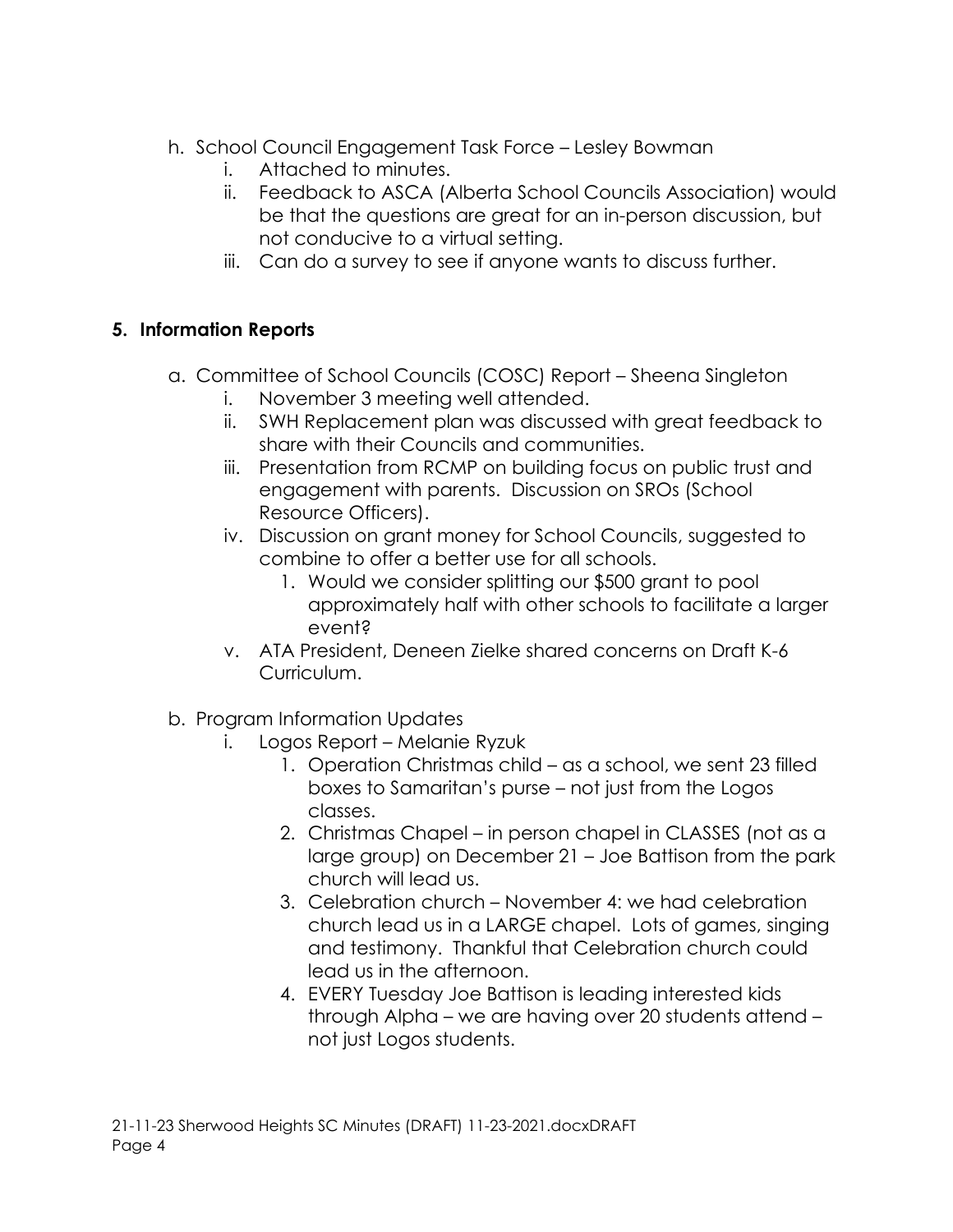h. School Council Engagement Task Force – Lesley Bowman
    i. Attached to minutes.
    ii. Feedback to ASCA (Alberta School Councils Association) would be that the questions are great for an in-person discussion, but not conducive to a virtual setting.
    iii. Can do a survey to see if anyone wants to discuss further.

## 5. Information Reports

a. Committee of School Councils (COSC) Report – Sheena Singleton
    i. November 3 meeting well attended.
    ii. SWH Replacement plan was discussed with great feedback to share with their Councils and communities.
    iii. Presentation from RCMP on building focus on public trust and engagement with parents. Discussion on SROs (School Resource Officers).
    iv. Discussion on grant money for School Councils, suggested to combine to offer a better use for all schools.
        1. Would we consider splitting our $500 grant to pool approximately half with other schools to facilitate a larger event?
    v. ATA President, Deneen Zielke shared concerns on Draft K-6 Curriculum.

b. Program Information Updates
    i. Logos Report – Melanie Ryzuk
        1. Operation Christmas child – as a school, we sent 23 filled boxes to Samaritan's purse – not just from the Logos classes.
        2. Christmas Chapel – in person chapel in CLASSES (not as a large group) on December 21 – Joe Battison from the park church will lead us.
        3. Celebration church – November 4: we had celebration church lead us in a LARGE chapel. Lots of games, singing and testimony. Thankful that Celebration church could lead us in the afternoon.
        4. EVERY Tuesday Joe Battison is leading interested kids through Alpha – we are having over 20 students attend – not just Logos students.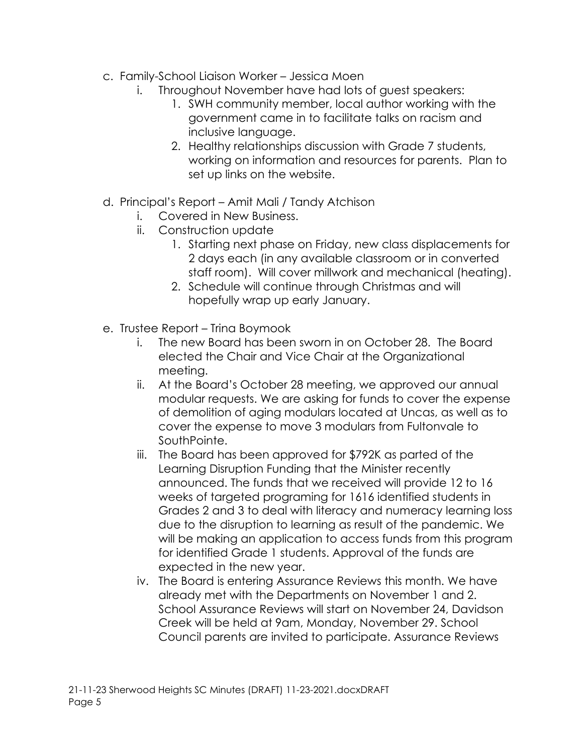c. Family-School Liaison Worker – Jessica Moen
   i. Throughout November have had lots of guest speakers:
      1. SWH community member, local author working with the government came in to facilitate talks on racism and inclusive language.
      2. Healthy relationships discussion with Grade 7 students, working on information and resources for parents. Plan to set up links on the website.

d. Principal's Report – Amit Mali / Tandy Atchison
   i. Covered in New Business.
   ii. Construction update
      1. Starting next phase on Friday, new class displacements for 2 days each (in any available classroom or in converted staff room). Will cover millwork and mechanical (heating).
      2. Schedule will continue through Christmas and will hopefully wrap up early January.

e. Trustee Report – Trina Boymook
   i. The new Board has been sworn in on October 28. The Board elected the Chair and Vice Chair at the Organizational meeting.
   ii. At the Board's October 28 meeting, we approved our annual modular requests. We are asking for funds to cover the expense of demolition of aging modulars located at Uncas, as well as to cover the expense to move 3 modulars from Fultonvale to SouthPointe.
   iii. The Board has been approved for $792K as parted of the Learning Disruption Funding that the Minister recently announced. The funds that we received will provide 12 to 16 weeks of targeted programing for 1616 identified students in Grades 2 and 3 to deal with literacy and numeracy learning loss due to the disruption to learning as result of the pandemic. We will be making an application to access funds from this program for identified Grade 1 students. Approval of the funds are expected in the new year.
   iv. The Board is entering Assurance Reviews this month. We have already met with the Departments on November 1 and 2. School Assurance Reviews will start on November 24, Davidson Creek will be held at 9am, Monday, November 29. School Council parents are invited to participate. Assurance Reviews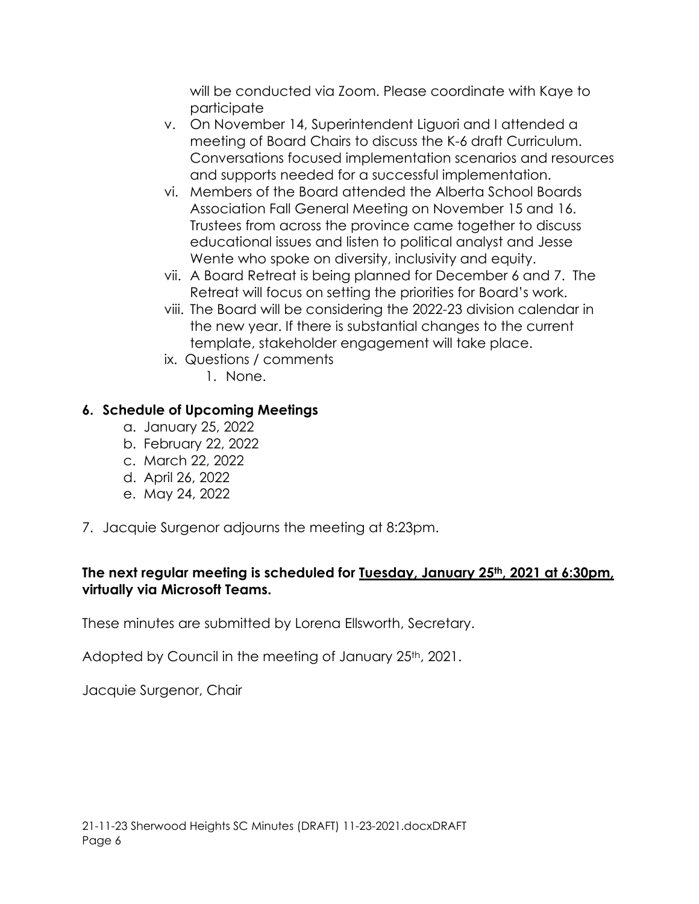will be conducted via Zoom. Please coordinate with Kaye to participate

v. On November 14, Superintendent Liguori and I attended a meeting of Board Chairs to discuss the K-6 draft Curriculum. Conversations focused implementation scenarios and resources and supports needed for a successful implementation.

vi. Members of the Board attended the Alberta School Boards Association Fall General Meeting on November 15 and 16. Trustees from across the province came together to discuss educational issues and listen to political analyst and Jesse Wente who spoke on diversity, inclusivity and equity.

vii. A Board Retreat is being planned for December 6 and 7. The Retreat will focus on setting the priorities for Board's work.

viii. The Board will be considering the 2022-23 division calendar in the new year. If there is substantial changes to the current template, stakeholder engagement will take place.

ix. Questions / comments
   1. None.

**6. Schedule of Upcoming Meetings**

a. January 25, 2022
b. February 22, 2022
c. March 22, 2022
d. April 26, 2022
e. May 24, 2022

7. Jacquie Surgenor adjourns the meeting at 8:23pm.

**The next regular meeting is scheduled for <u>Tuesday, January 25th, 2021 at 6:30pm,</u> virtually via Microsoft Teams.**

These minutes are submitted by Lorena Ellsworth, Secretary.

Adopted by Council in the meeting of January 25th, 2021.

Jacquie Surgenor, Chair